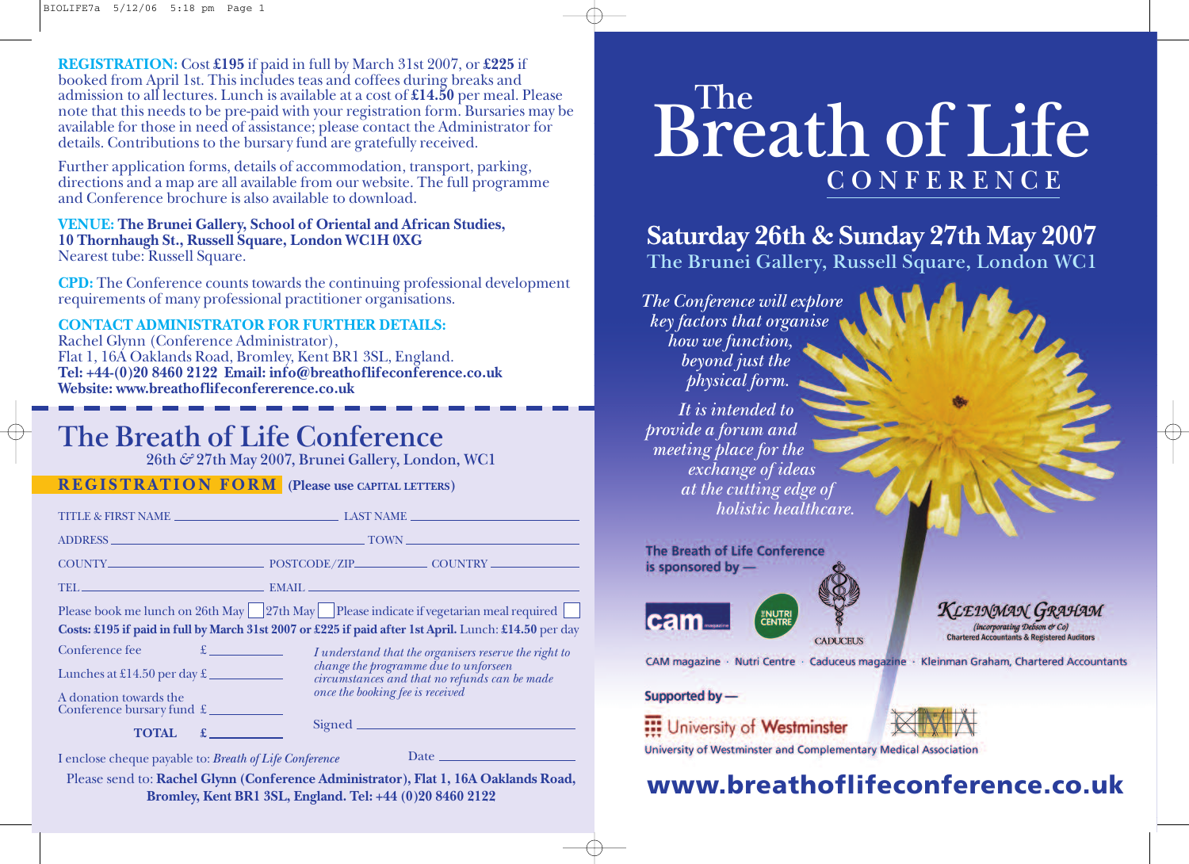**REGISTRATION:** Cost **£195** if paid in full by March 31st 2007, or **£225** if booked from April 1st. This includes teas and coffees during breaks and admission to all lectures. Lunch is available at a cost of **£14.50** per meal. Please note that this needs to be pre-paid with your registration form. Bursaries may be available for those in need of assistance; please contact the Administrator for details. Contributions to the bursary fund are gratefully received.

Further application forms, details of accommodation, transport, parking, directions and a map are all available from our website. The full programme and Conference brochure is also available to download.

**VENUE: The Brunei Gallery, School of Oriental and African Studies, 10 Thornhaugh St., Russell Square, London WC1H 0XG**
Nearest tube: Russell Square.

**CPD:** The Conference counts towards the continuing professional development requirements of many professional practitioner organisations.

**CONTACT ADMINISTRATOR FOR FURTHER DETAILS:**
Rachel Glynn (Conference Administrator),
Flat 1, 16A Oaklands Road, Bromley, Kent BR1 3SL, England.
**Tel: +44-(0)20 8460 2122 Email: info@breathoflifeconference.co.uk**
**Website: www.breathoflifeconfererence.co.uk**

## The Breath of Life Conference

26th & 27th May 2007, Brunei Gallery, London, WC1

**REGISTRATION FORM** (Please use CAPITAL LETTERS)

TITLE & FIRST NAME ____________ LAST NAME ____________

ADDRESS ____________ TOWN ____________

COUNTY ____________ POSTCODE/ZIP ____________ COUNTRY ____________

TEL ____________ EMAIL ____________

Please book me lunch on 26th May ☐ 27th May ☐ Please indicate if vegetarian meal required ☐

**Costs: £195 if paid in full by March 31st 2007 or £225 if paid after 1st April.** Lunch: **£14.50** per day

Conference fee £ ____________

Lunches at £14.50 per day £ ____________

A donation towards the Conference bursary fund £ ____________

**TOTAL £** ____________

*I understand that the organisers reserve the right to change the programme due to unforseen circumstances and that no refunds can be made once the booking fee is received*

Signed ____________

I enclose cheque payable to: *Breath of Life Conference*

Date ____________

Please send to: **Rachel Glynn (Conference Administrator), Flat 1, 16A Oaklands Road, Bromley, Kent BR1 3SL, England. Tel: +44 (0)20 8460 2122**

# The Breath of Life CONFERENCE

## Saturday 26th & Sunday 27th May 2007

**The Brunei Gallery, Russell Square, London WC1**

*The Conference will explore key factors that organise how we function, beyond just the physical form.*

*It is intended to provide a forum and meeting place for the exchange of ideas at the cutting edge of holistic healthcare.*

The Breath of Life Conference is sponsored by —

cam · NUTRI CENTRE · CADUCEUS · KLEINMAN GRAHAM (incorporating Dobson & Co) Chartered Accountants & Registered Auditors

CAM magazine · Nutri Centre · Caduceus magazine · Kleinman Graham, Chartered Accountants

Supported by —

University of Westminster · CMA

University of Westminster and Complementary Medical Association

**www.breathoflifeconference.co.uk**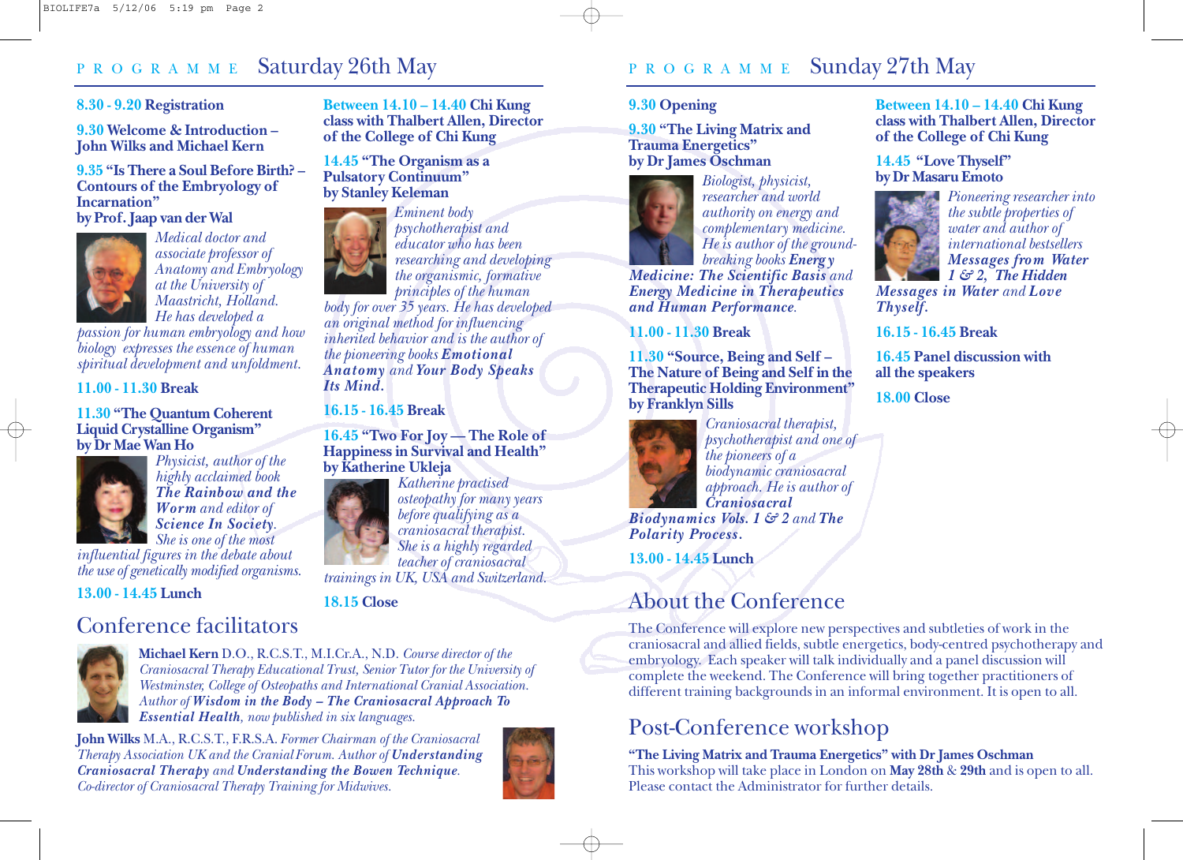## PROGRAMME Saturday 26th May

**8.30 - 9.20 Registration**

**9.30 Welcome & Introduction – John Wilks and Michael Kern**

**9.35 "Is There a Soul Before Birth? – Contours of the Embryology of Incarnation" by Prof. Jaap van der Wal**

*Medical doctor and associate professor of Anatomy and Embryology at the University of Maastricht, Holland. He has developed a passion for human embryology and how biology expresses the essence of human spiritual development and unfoldment.*

**11.00 - 11.30 Break**

**11.30 "The Quantum Coherent Liquid Crystalline Organism" by Dr Mae Wan Ho**

*Physicist, author of the highly acclaimed book* ***The Rainbow and the Worm*** *and editor of* ***Science In Society****. She is one of the most influential figures in the debate about the use of genetically modified organisms.*

**13.00 - 14.45 Lunch**

**Between 14.10 – 14.40 Chi Kung class with Thalbert Allen, Director of the College of Chi Kung**

**14.45 "The Organism as a Pulsatory Continuum" by Stanley Keleman**

*Eminent body psychotherapist and educator who has been researching and developing the organismic, formative principles of the human body for over 35 years. He has developed an original method for influencing inherited behavior and is the author of the pioneering books* ***Emotional Anatomy*** *and* ***Your Body Speaks Its Mind****.*

**16.15 - 16.45 Break**

**16.45 "Two For Joy — The Role of Happiness in Survival and Health" by Katherine Ukleja**

*Katherine practised osteopathy for many years before qualifying as a craniosacral therapist. She is a highly regarded teacher of craniosacral trainings in UK, USA and Switzerland.*

**18.15 Close**

## Conference facilitators

**Michael Kern** D.O., R.C.S.T., M.I.Cr.A., N.D. *Course director of the Craniosacral Therapy Educational Trust, Senior Tutor for the University of Westminster, College of Osteopaths and International Cranial Association. Author of* ***Wisdom in the Body – The Craniosacral Approach To Essential Health****, now published in six languages.*

**John Wilks** M.A., R.C.S.T., F.R.S.A. *Former Chairman of the Craniosacral Therapy Association UK and the Cranial Forum. Author of* ***Understanding Craniosacral Therapy*** *and* ***Understanding the Bowen Technique****. Co-director of Craniosacral Therapy Training for Midwives.*

## PROGRAMME Sunday 27th May

**9.30 Opening**

**9.30 "The Living Matrix and Trauma Energetics" by Dr James Oschman**

*Biologist, physicist, researcher and world authority on energy and complementary medicine. He is author of the ground-breaking books* ***Energy Medicine: The Scientific Basis*** *and* ***Energy Medicine in Therapeutics and Human Performance****.*

**11.00 - 11.30 Break**

**11.30 "Source, Being and Self – The Nature of Being and Self in the Therapeutic Holding Environment" by Franklyn Sills**

*Craniosacral therapist, psychotherapist and one of the pioneers of a biodynamic craniosacral approach. He is author of* ***Craniosacral Biodynamics Vols. 1 & 2*** *and* ***The Polarity Process****.*

**13.00 - 14.45 Lunch**

**Between 14.10 – 14.40 Chi Kung class with Thalbert Allen, Director of the College of Chi Kung**

**14.45 "Love Thyself" by Dr Masaru Emoto**

*Pioneering researcher into the subtle properties of water and author of international bestsellers* ***Messages from Water 1 & 2, The Hidden Messages in Water*** *and* ***Love Thyself****.*

**16.15 - 16.45 Break**

**16.45 Panel discussion with all the speakers**

**18.00 Close**

## About the Conference

The Conference will explore new perspectives and subtleties of work in the craniosacral and allied fields, subtle energetics, body-centred psychotherapy and embryology. Each speaker will talk individually and a panel discussion will complete the weekend. The Conference will bring together practitioners of different training backgrounds in an informal environment. It is open to all.

## Post-Conference workshop

**"The Living Matrix and Trauma Energetics" with Dr James Oschman**
This workshop will take place in London on **May 28th** & **29th** and is open to all. Please contact the Administrator for further details.